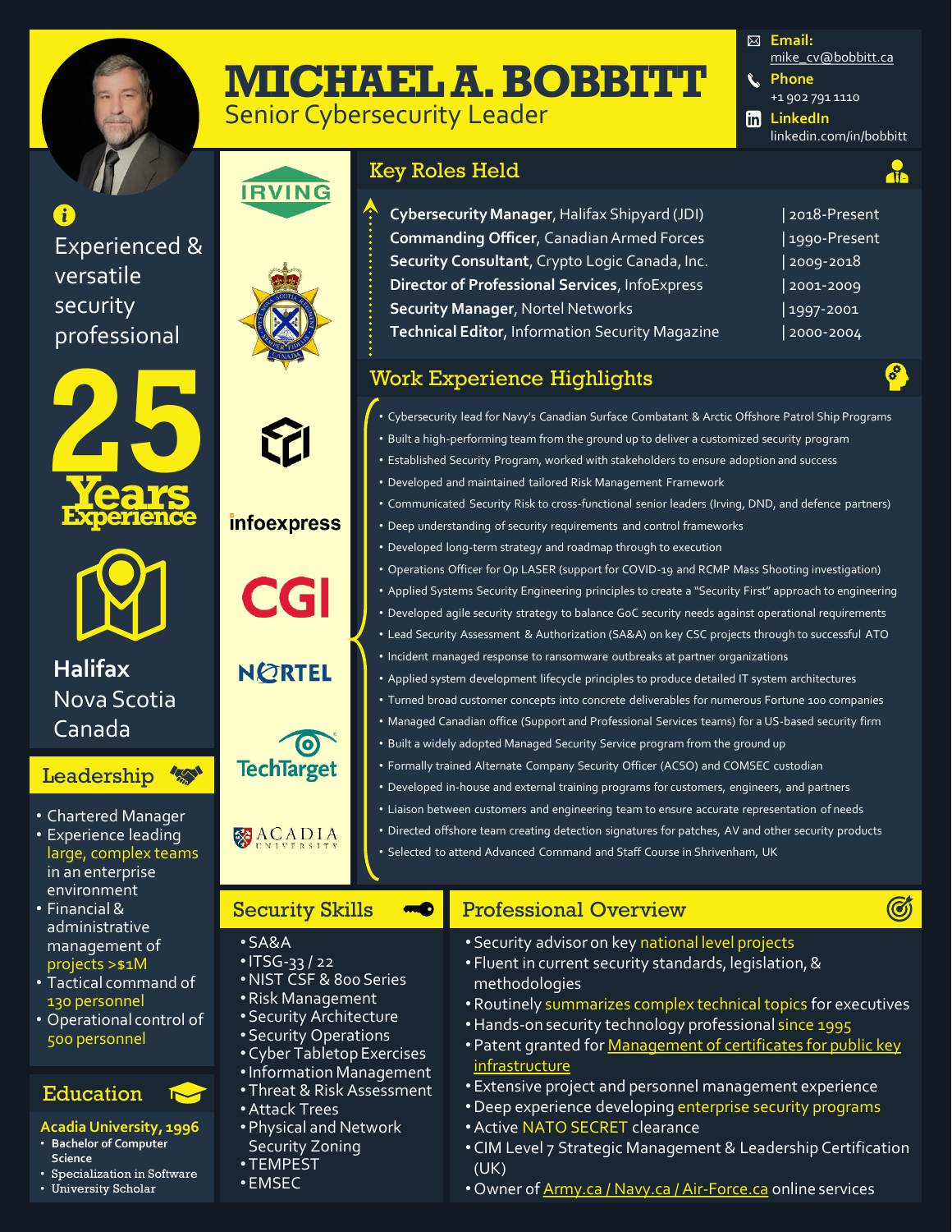# MICHAEL A. BOBBITT

Senior Cybersecurity Leader

**Email:** mike_cv@bobbitt.ca
**Phone** +1 902 791 1110
**LinkedIn** linkedin.com/in/bobbitt

Experienced & versatile security professional

**25 Years Experience**

**Halifax** Nova Scotia Canada

## Leadership

- Chartered Manager
- Experience leading large, complex teams in an enterprise environment
- Financial & administrative management of projects >$1M
- Tactical command of 130 personnel
- Operational control of 500 personnel

## Education

**Acadia University, 1996**

- Bachelor of Computer Science
- Specialization in Software
- University Scholar

IRVING

infoexpress

CGI

NORTEL

TechTarget

ACADIA UNIVERSITY

## Key Roles Held

| Role | Years |
|---|---|
| **Cybersecurity Manager**, Halifax Shipyard (JDI) | 2018-Present |
| **Commanding Officer**, Canadian Armed Forces | 1990-Present |
| **Security Consultant**, Crypto Logic Canada, Inc. | 2009-2018 |
| **Director of Professional Services**, InfoExpress | 2001-2009 |
| **Security Manager**, Nortel Networks | 1997-2001 |
| **Technical Editor**, Information Security Magazine | 2000-2004 |

## Work Experience Highlights

- Cybersecurity lead for Navy's Canadian Surface Combatant & Arctic Offshore Patrol Ship Programs
- Built a high-performing team from the ground up to deliver a customized security program
- Established Security Program, worked with stakeholders to ensure adoption and success
- Developed and maintained tailored Risk Management Framework
- Communicated Security Risk to cross-functional senior leaders (Irving, DND, and defence partners)
- Deep understanding of security requirements and control frameworks
- Developed long-term strategy and roadmap through to execution
- Operations Officer for Op LASER (support for COVID-19 and RCMP Mass Shooting investigation)
- Applied Systems Security Engineering principles to create a "Security First" approach to engineering
- Developed agile security strategy to balance GoC security needs against operational requirements
- Lead Security Assessment & Authorization (SA&A) on key CSC projects through to successful ATO
- Incident managed response to ransomware outbreaks at partner organizations
- Applied system development lifecycle principles to produce detailed IT system architectures
- Turned broad customer concepts into concrete deliverables for numerous Fortune 100 companies
- Managed Canadian office (Support and Professional Services teams) for a US-based security firm
- Built a widely adopted Managed Security Service program from the ground up
- Formally trained Alternate Company Security Officer (ACSO) and COMSEC custodian
- Developed in-house and external training programs for customers, engineers, and partners
- Liaison between customers and engineering team to ensure accurate representation of needs
- Directed offshore team creating detection signatures for patches, AV and other security products
- Selected to attend Advanced Command and Staff Course in Shrivenham, UK

## Security Skills

- SA&A
- ITSG-33 / 22
- NIST CSF & 800 Series
- Risk Management
- Security Architecture
- Security Operations
- Cyber Tabletop Exercises
- Information Management
- Threat & Risk Assessment
- Attack Trees
- Physical and Network Security Zoning
- TEMPEST
- EMSEC

## Professional Overview

- Security advisor on key national level projects
- Fluent in current security standards, legislation, & methodologies
- Routinely summarizes complex technical topics for executives
- Hands-on security technology professional since 1995
- Patent granted for Management of certificates for public key infrastructure
- Extensive project and personnel management experience
- Deep experience developing enterprise security programs
- Active NATO SECRET clearance
- CIM Level 7 Strategic Management & Leadership Certification (UK)
- Owner of Army.ca / Navy.ca / Air-Force.ca online services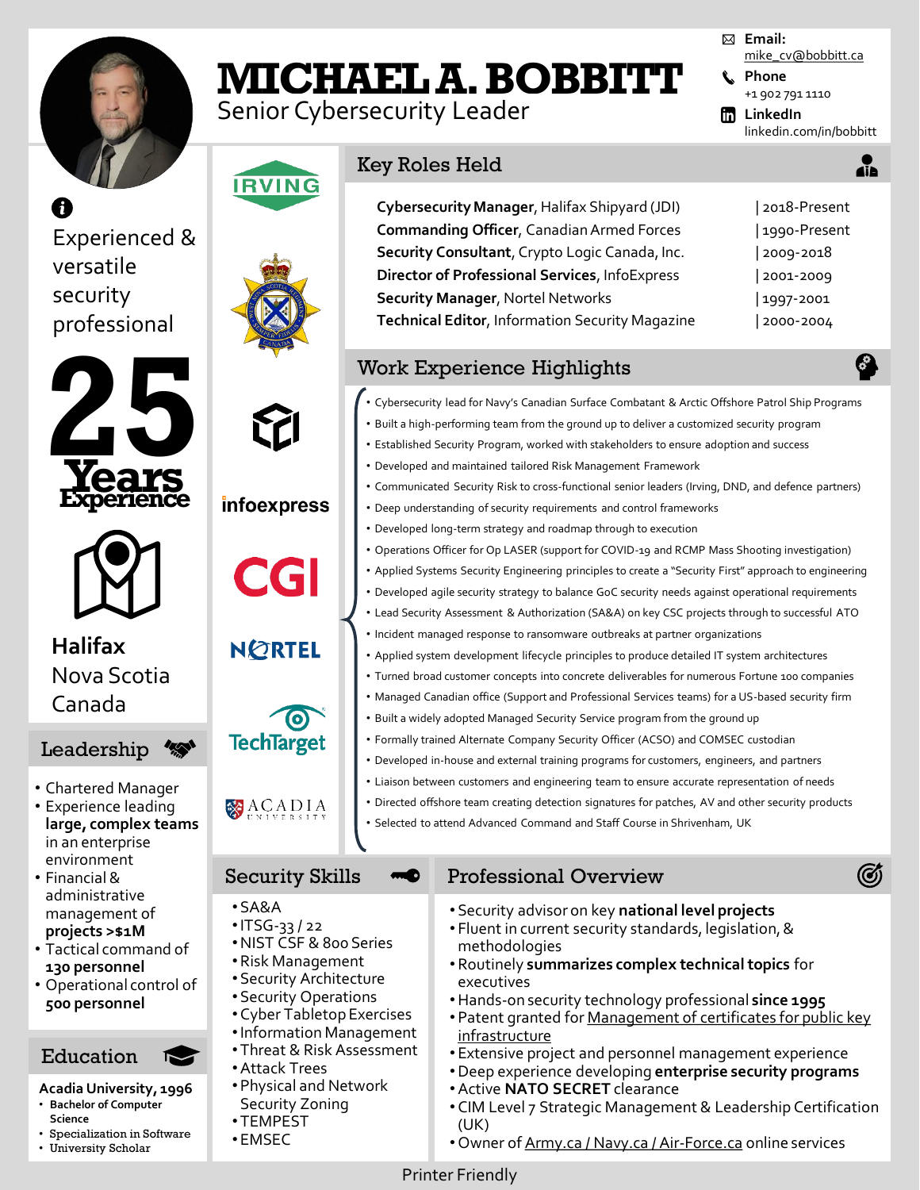# MICHAEL A. BOBBITT

Senior Cybersecurity Leader

**Email:** mike_cv@bobbitt.ca
**Phone** +1 902 791 1110
**LinkedIn** linkedin.com/in/bobbitt

Experienced & versatile security professional

**25 Years Experience**

**Halifax** Nova Scotia Canada

## Key Roles Held

| | |
|---|---|
| **Cybersecurity Manager**, Halifax Shipyard (JDI) | 2018-Present |
| **Commanding Officer**, Canadian Armed Forces | 1990-Present |
| **Security Consultant**, Crypto Logic Canada, Inc. | 2009-2018 |
| **Director of Professional Services**, InfoExpress | 2001-2009 |
| **Security Manager**, Nortel Networks | 1997-2001 |
| **Technical Editor**, Information Security Magazine | 2000-2004 |

## Work Experience Highlights

- Cybersecurity lead for Navy's Canadian Surface Combatant & Arctic Offshore Patrol Ship Programs
- Built a high-performing team from the ground up to deliver a customized security program
- Established Security Program, worked with stakeholders to ensure adoption and success
- Developed and maintained tailored Risk Management Framework
- Communicated Security Risk to cross-functional senior leaders (Irving, DND, and defence partners)
- Deep understanding of security requirements and control frameworks
- Developed long-term strategy and roadmap through to execution
- Operations Officer for Op LASER (support for COVID-19 and RCMP Mass Shooting investigation)
- Applied Systems Security Engineering principles to create a "Security First" approach to engineering
- Developed agile security strategy to balance GoC security needs against operational requirements
- Lead Security Assessment & Authorization (SA&A) on key CSC projects through to successful ATO
- Incident managed response to ransomware outbreaks at partner organizations
- Applied system development lifecycle principles to produce detailed IT system architectures
- Turned broad customer concepts into concrete deliverables for numerous Fortune 100 companies
- Managed Canadian office (Support and Professional Services teams) for a US-based security firm
- Built a widely adopted Managed Security Service program from the ground up
- Formally trained Alternate Company Security Officer (ACSO) and COMSEC custodian
- Developed in-house and external training programs for customers, engineers, and partners
- Liaison between customers and engineering team to ensure accurate representation of needs
- Directed offshore team creating detection signatures for patches, AV and other security products
- Selected to attend Advanced Command and Staff Course in Shrivenham, UK

## Leadership

- Chartered Manager
- Experience leading **large, complex teams** in an enterprise environment
- Financial & administrative management of **projects >$1M**
- Tactical command of **130 personnel**
- Operational control of **500 personnel**

## Education

**Acadia University, 1996**

- **Bachelor of Computer Science**
- Specialization in Software
- University Scholar

## Security Skills

- SA&A
- ITSG-33 / 22
- NIST CSF & 800 Series
- Risk Management
- Security Architecture
- Security Operations
- Cyber Tabletop Exercises
- Information Management
- Threat & Risk Assessment
- Attack Trees
- Physical and Network Security Zoning
- TEMPEST
- EMSEC

## Professional Overview

- Security advisor on key **national level projects**
- Fluent in current security standards, legislation, & methodologies
- Routinely **summarizes complex technical topics** for executives
- Hands-on security technology professional **since 1995**
- Patent granted for Management of certificates for public key infrastructure
- Extensive project and personnel management experience
- Deep experience developing **enterprise security programs**
- Active **NATO SECRET** clearance
- CIM Level 7 Strategic Management & Leadership Certification (UK)
- Owner of Army.ca / Navy.ca / Air-Force.ca online services

Printer Friendly